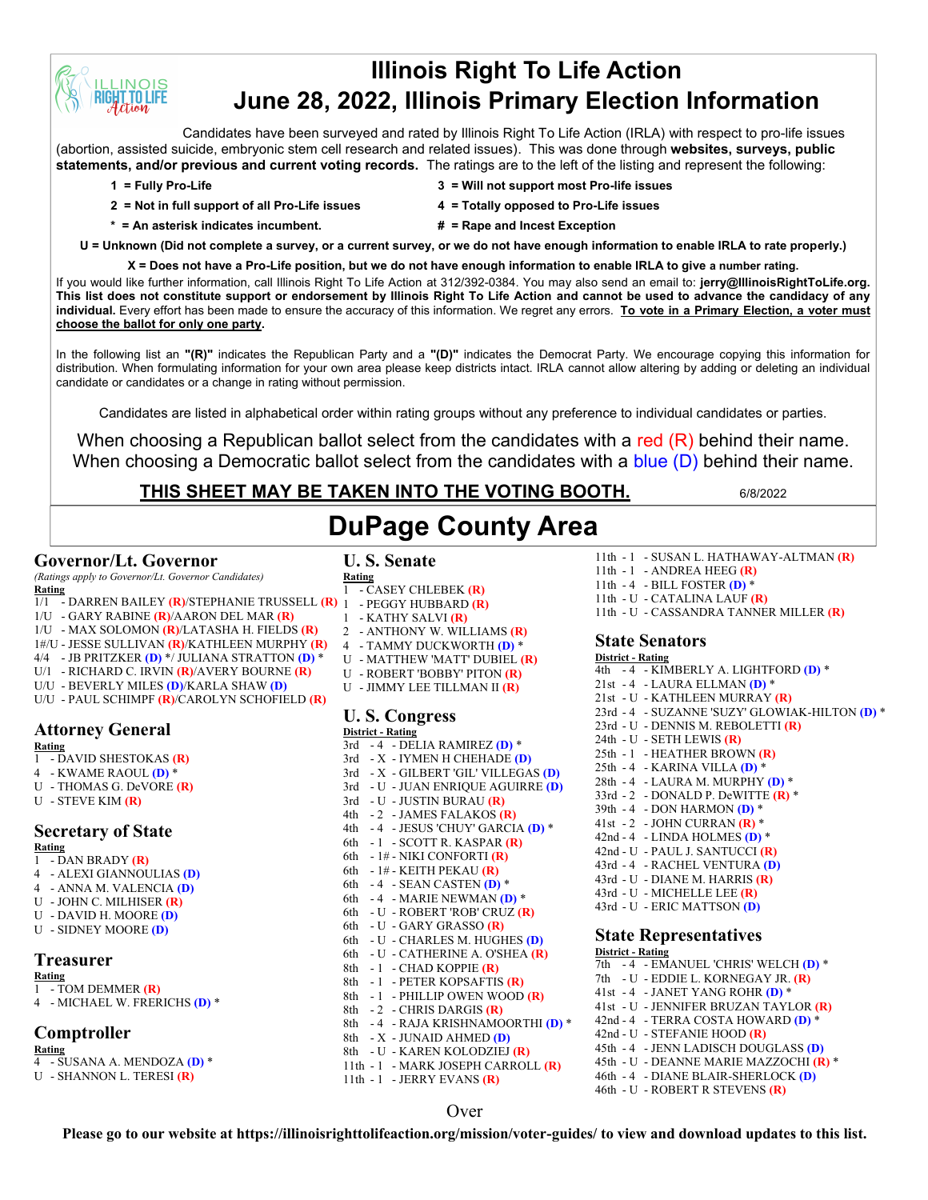# Illinois Right To Life Action

# June 28, 2022, Illinois Primary Election Information

Candidates have been surveyed and rated by Illinois Right To Life Action (IRLA) with respect to pro-life issues (abortion, assisted suicide, embryonic stem cell research and related issues). This was done through **websites, surveys, public statements, and/or previous and current voting records.** The ratings are to the left of the listing and represent the following:

- **1 = Fully Pro-Life**
- **2 = Not in full support of all Pro-Life issues**
- **3 = Will not support most Pro-life issues**
- **4 = Totally opposed to Pro-Life issues**
- **\* = An asterisk indicates incumbent.**
- **# = Rape and Incest Exception**

**U = Unknown (Did not complete a survey, or a current survey, or we do not have enough information to enable IRLA to rate properly.)**

**X = Does not have a Pro-Life position, but we do not have enough information to enable IRLA to give a number rating.**

If you would like further information, call Illinois Right To Life Action at 312/392-0384. You may also send an email to: **jerry@IllinoisRightToLife.org. This list does not constitute support or endorsement by Illinois Right To Life Action and cannot be used to advance the candidacy of any individual.** Every effort has been made to ensure the accuracy of this information. We regret any errors. **To vote in a Primary Election, a voter must choose the ballot for only one party.**

In the following list an **"(R)"** indicates the Republican Party and a **"(D)"** indicates the Democrat Party. We encourage copying this information for distribution. When formulating information for your own area please keep districts intact. IRLA cannot allow altering by adding or deleting an individual candidate or candidates or a change in rating without permission.

Candidates are listed in alphabetical order within rating groups without any preference to individual candidates or parties.

When choosing a Republican ballot select from the candidates with a red (R) behind their name.
When choosing a Democratic ballot select from the candidates with a blue (D) behind their name.

**THIS SHEET MAY BE TAKEN INTO THE VOTING BOOTH.** 6/8/2022

# DuPage County Area

## Governor/Lt. Governor

*(Ratings apply to Governor/Lt. Governor Candidates)*

**Rating**
- 1/1 - DARREN BAILEY (R)/STEPHANIE TRUSSELL (R)
- 1/U - GARY RABINE (R)/AARON DEL MAR (R)
- 1/U - MAX SOLOMON (R)/LATASHA H. FIELDS (R)
- 1#/U - JESSE SULLIVAN (R)/KATHLEEN MURPHY (R)
- 4/4 - JB PRITZKER (D) */ JULIANA STRATTON (D) *
- U/1 - RICHARD C. IRVIN (R)/AVERY BOURNE (R)
- U/U - BEVERLY MILES (D)/KARLA SHAW (D)
- U/U - PAUL SCHIMPF (R)/CAROLYN SCHOFIELD (R)

## Attorney General

**Rating**
- 1 - DAVID SHESTOKAS (R)
- 4 - KWAME RAOUL (D) *
- U - THOMAS G. DeVORE (R)
- U - STEVE KIM (R)

## Secretary of State

**Rating**
- 1 - DAN BRADY (R)
- 4 - ALEXI GIANNOULIAS (D)
- 4 - ANNA M. VALENCIA (D)
- U - JOHN C. MILHISER (R)
- U - DAVID H. MOORE (D)
- U - SIDNEY MOORE (D)

## Treasurer

**Rating**
- 1 - TOM DEMMER (R)
- 4 - MICHAEL W. FRERICHS (D) *

## Comptroller

**Rating**
- 4 - SUSANA A. MENDOZA (D) *
- U - SHANNON L. TERESI (R)

## U. S. Senate

**Rating**
- 1 - CASEY CHLEBEK (R)
- 1 - PEGGY HUBBARD (R)
- 1 - KATHY SALVI (R)
- 2 - ANTHONY W. WILLIAMS (R)
- 4 - TAMMY DUCKWORTH (D) *
- U - MATTHEW 'MATT' DUBIEL (R)
- U - ROBERT 'BOBBY' PITON (R)
- U - JIMMY LEE TILLMAN II (R)

## U. S. Congress

**District - Rating**
- 3rd - 4 - DELIA RAMIREZ (D) *
- 3rd - X - IYMEN H CHEHADE (D)
- 3rd - X - GILBERT 'GIL' VILLEGAS (D)
- 3rd - U - JUAN ENRIQUE AGUIRRE (D)
- 3rd - U - JUSTIN BURAU (R)
- 4th - 2 - JAMES FALAKOS (R)
- 4th - 4 - JESUS 'CHUY' GARCIA (D) *
- 6th - 1 - SCOTT R. KASPAR (R)
- 6th - 1# - NIKI CONFORTI (R)
- 6th - 1# - KEITH PEKAU (R)
- 6th - 4 - SEAN CASTEN (D) *
- 6th - 4 - MARIE NEWMAN (D) *
- 6th - U - ROBERT 'ROB' CRUZ (R)
- 6th - U - GARY GRASSO (R)
- 6th - U - CHARLES M. HUGHES (D)
- 6th - U - CATHERINE A. O'SHEA (R)
- 8th - 1 - CHAD KOPPIE (R)
- 8th - 1 - PETER KOPSAFTIS (R)
- 8th - 1 - PHILLIP OWEN WOOD (R)
- 8th - 2 - CHRIS DARGIS (R)
- 8th - 4 - RAJA KRISHNAMOORTHI (D) *
- 8th - X - JUNAID AHMED (D)
- 8th - U - KAREN KOLODZIEJ (R)
- 11th - 1 - MARK JOSEPH CARROLL (R)
- 11th - 1 - JERRY EVANS (R)
- 11th - 1 - SUSAN L. HATHAWAY-ALTMAN (R)
- 11th - 1 - ANDREA HEEG (R)
- 11th - 4 - BILL FOSTER (D) *
- 11th - U - CATALINA LAUF (R)
- 11th - U - CASSANDRA TANNER MILLER (R)

## State Senators

**District - Rating**
- 4th - 4 - KIMBERLY A. LIGHTFORD (D) *
- 21st - 4 - LAURA ELLMAN (D) *
- 21st - U - KATHLEEN MURRAY (R)
- 23rd - 4 - SUZANNE 'SUZY' GLOWIAK-HILTON (D) *
- 23rd - U - DENNIS M. REBOLETTI (R)
- 24th - U - SETH LEWIS (R)
- 25th - 1 - HEATHER BROWN (R)
- 25th - 4 - KARINA VILLA (D) *
- 28th - 4 - LAURA M. MURPHY (D) *
- 33rd - 2 - DONALD P. DeWITTE (R) *
- 39th - 4 - DON HARMON (D) *
- 41st - 2 - JOHN CURRAN (R) *
- 42nd - 4 - LINDA HOLMES (D) *
- 42nd - U - PAUL J. SANTUCCI (R)
- 43rd - 4 - RACHEL VENTURA (D)
- 43rd - U - DIANE M. HARRIS (R)
- 43rd - U - MICHELLE LEE (R)
- 43rd - U - ERIC MATTSON (D)

## State Representatives

**District - Rating**
- 7th - 4 - EMANUEL 'CHRIS' WELCH (D) *
- 7th - U - EDDIE L. KORNEGAY JR. (R)
- 41st - 4 - JANET YANG ROHR (D) *
- 41st - U - JENNIFER BRUZAN TAYLOR (R)
- 42nd - 4 - TERRA COSTA HOWARD (D) *
- 42nd - U - STEFANIE HOOD (R)
- 45th - 4 - JENN LADISCH DOUGLASS (D)
- 45th - U - DEANNE MARIE MAZZOCHI (R) *
- 46th - 4 - DIANE BLAIR-SHERLOCK (D)
- 46th - U - ROBERT R STEVENS (R)

Over

**Please go to our website at https://illinoisrighttolifeaction.org/mission/voter-guides/ to view and download updates to this list.**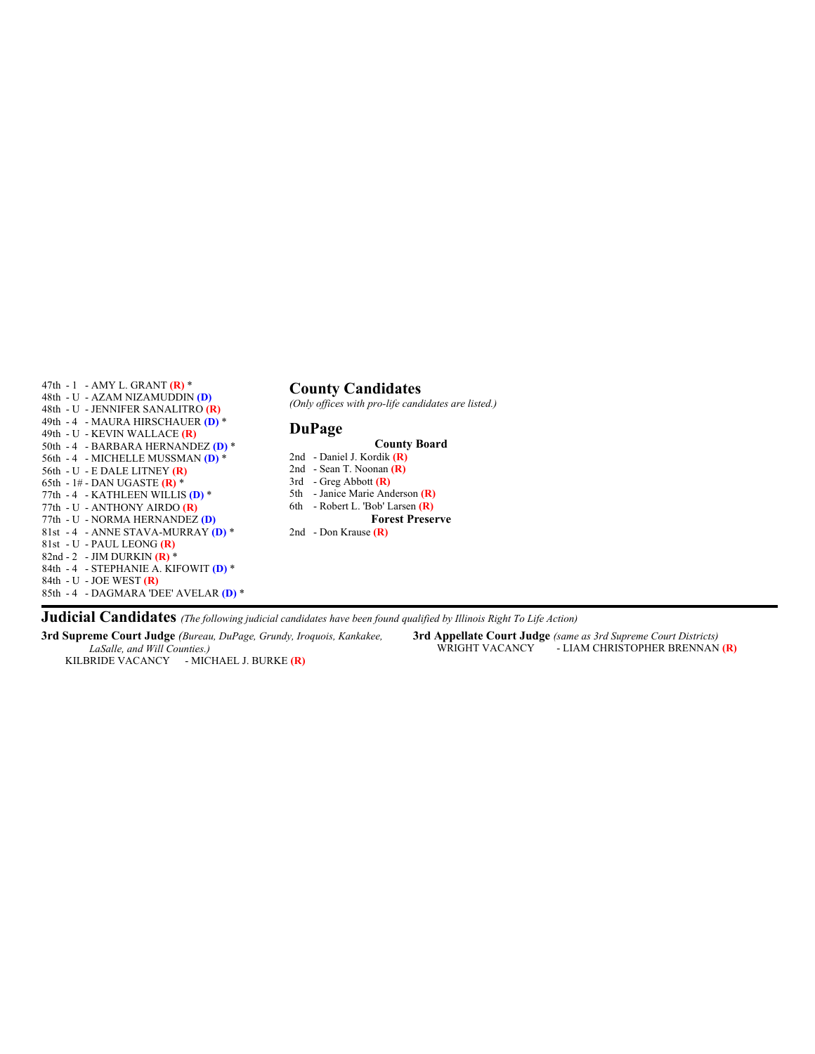47th - 1 - AMY L. GRANT **(R)** *
48th - U - AZAM NIZAMUDDIN **(D)**
48th - U - JENNIFER SANALITRO **(R)**
49th - 4 - MAURA HIRSCHAUER **(D)** *
49th - U - KEVIN WALLACE **(R)**
50th - 4 - BARBARA HERNANDEZ **(D)** *
56th - 4 - MICHELLE MUSSMAN **(D)** *
56th - U - E DALE LITNEY **(R)**
65th - 1# - DAN UGASTE **(R)** *
77th - 4 - KATHLEEN WILLIS **(D)** *
77th - U - ANTHONY AIRDO **(R)**
77th - U - NORMA HERNANDEZ **(D)**
81st - 4 - ANNE STAVA-MURRAY **(D)** *
81st - U - PAUL LEONG **(R)**
82nd - 2 - JIM DURKIN **(R)** *
84th - 4 - STEPHANIE A. KIFOWIT **(D)** *
84th - U - JOE WEST **(R)**
85th - 4 - DAGMARA 'DEE' AVELAR **(D)** *

## County Candidates

*(Only offices with pro-life candidates are listed.)*

## DuPage

**County Board**

2nd - Daniel J. Kordik **(R)**
2nd - Sean T. Noonan **(R)**
3rd - Greg Abbott **(R)**
5th - Janice Marie Anderson **(R)**
6th - Robert L. 'Bob' Larsen **(R)**

**Forest Preserve**

2nd - Don Krause **(R)**

## Judicial Candidates *(The following judicial candidates have been found qualified by Illinois Right To Life Action)*

**3rd Supreme Court Judge** *(Bureau, DuPage, Grundy, Iroquois, Kankakee, LaSalle, and Will Counties.)*
KILBRIDE VACANCY - MICHAEL J. BURKE **(R)**

**3rd Appellate Court Judge** *(same as 3rd Supreme Court Districts)*
WRIGHT VACANCY - LIAM CHRISTOPHER BRENNAN **(R)**